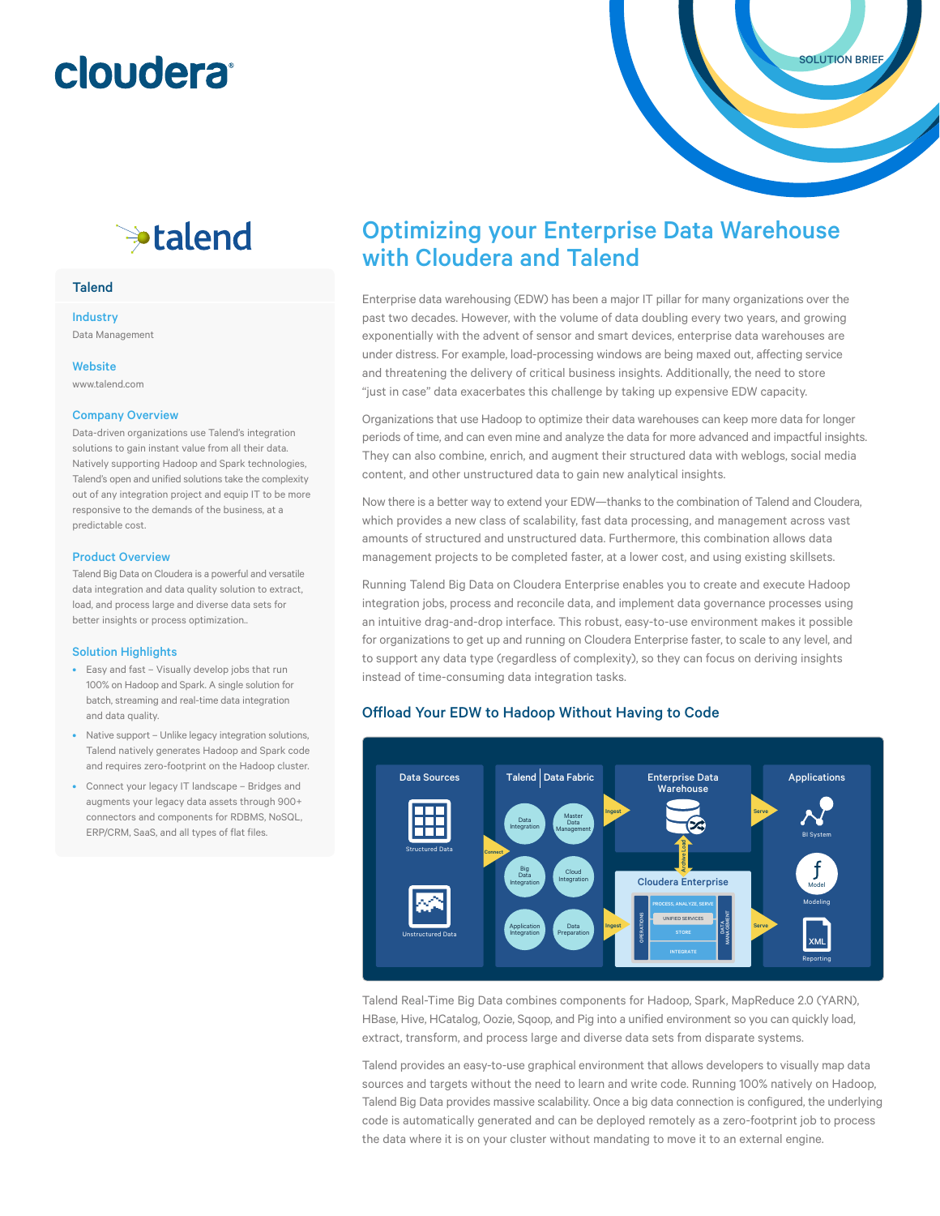SOLUTION BRIEF

# Optimizing your Enterprise Data Warehouse with Cloudera and Talend

Enterprise data warehousing (EDW) has been a major IT pillar for many organizations over the past two decades. However, with the volume of data doubling every two years, and growing exponentially with the advent of sensor and smart devices, enterprise data warehouses are under distress. For example, load-processing windows are being maxed out, affecting service and threatening the delivery of critical business insights. Additionally, the need to store "just in case" data exacerbates this challenge by taking up expensive EDW capacity.

Organizations that use Hadoop to optimize their data warehouses can keep more data for longer periods of time, and can even mine and analyze the data for more advanced and impactful insights. They can also combine, enrich, and augment their structured data with weblogs, social media content, and other unstructured data to gain new analytical insights.

Now there is a better way to extend your EDW—thanks to the combination of Talend and Cloudera, which provides a new class of scalability, fast data processing, and management across vast amounts of structured and unstructured data. Furthermore, this combination allows data management projects to be completed faster, at a lower cost, and using existing skillsets.

Running Talend Big Data on Cloudera Enterprise enables you to create and execute Hadoop integration jobs, process and reconcile data, and implement data governance processes using an intuitive drag-and-drop interface. This robust, easy-to-use environment makes it possible for organizations to get up and running on Cloudera Enterprise faster, to scale to any level, and to support any data type (regardless of complexity), so they can focus on deriving insights instead of time-consuming data integration tasks.

## Offload Your EDW to Hadoop Without Having to Code

Talend Real-Time Big Data combines components for Hadoop, Spark, MapReduce 2.0 (YARN), HBase, Hive, HCatalog, Oozie, Sqoop, and Pig into a unified environment so you can quickly load, extract, transform, and process large and diverse data sets from disparate systems.

Talend provides an easy-to-use graphical environment that allows developers to visually map data sources and targets without the need to learn and write code. Running 100% natively on Hadoop, Talend Big Data provides massive scalability. Once a big data connection is configured, the underlying code is automatically generated and can be deployed remotely as a zero-footprint job to process the data where it is on your cluster without mandating to move it to an external engine.

### Talend

**Industry**
Data Management

**Website**
www.talend.com

**Company Overview**
Data-driven organizations use Talend's integration solutions to gain instant value from all their data. Natively supporting Hadoop and Spark technologies, Talend's open and unified solutions take the complexity out of any integration project and equip IT to be more responsive to the demands of the business, at a predictable cost.

**Product Overview**
Talend Big Data on Cloudera is a powerful and versatile data integration and data quality solution to extract, load, and process large and diverse data sets for better insights or process optimization..

**Solution Highlights**

- Easy and fast – Visually develop jobs that run 100% on Hadoop and Spark. A single solution for batch, streaming and real-time data integration and data quality.
- Native support – Unlike legacy integration solutions, Talend natively generates Hadoop and Spark code and requires zero-footprint on the Hadoop cluster.
- Connect your legacy IT landscape – Bridges and augments your legacy data assets through 900+ connectors and components for RDBMS, NoSQL, ERP/CRM, SaaS, and all types of flat files.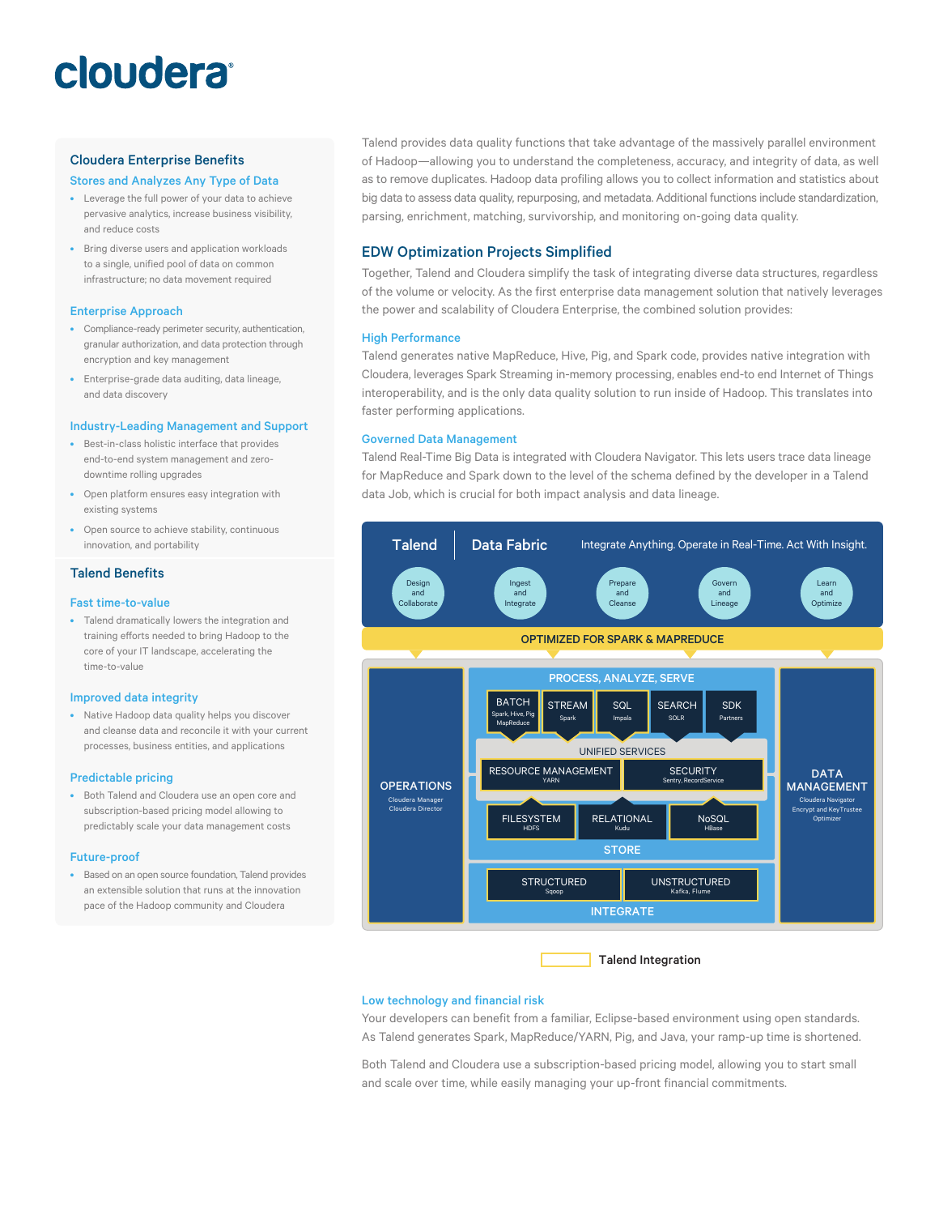# cloudera

## Cloudera Enterprise Benefits

### Stores and Analyzes Any Type of Data

- Leverage the full power of your data to achieve pervasive analytics, increase business visibility, and reduce costs
- Bring diverse users and application workloads to a single, unified pool of data on common infrastructure; no data movement required

### Enterprise Approach

- Compliance-ready perimeter security, authentication, granular authorization, and data protection through encryption and key management
- Enterprise-grade data auditing, data lineage, and data discovery

### Industry-Leading Management and Support

- Best-in-class holistic interface that provides end-to-end system management and zero-downtime rolling upgrades
- Open platform ensures easy integration with existing systems
- Open source to achieve stability, continuous innovation, and portability

## Talend Benefits

### Fast time-to-value

- Talend dramatically lowers the integration and training efforts needed to bring Hadoop to the core of your IT landscape, accelerating the time-to-value

### Improved data integrity

- Native Hadoop data quality helps you discover and cleanse data and reconcile it with your current processes, business entities, and applications

### Predictable pricing

- Both Talend and Cloudera use an open core and subscription-based pricing model allowing to predictably scale your data management costs

### Future-proof

- Based on an open source foundation, Talend provides an extensible solution that runs at the innovation pace of the Hadoop community and Cloudera

Talend provides data quality functions that take advantage of the massively parallel environment of Hadoop—allowing you to understand the completeness, accuracy, and integrity of data, as well as to remove duplicates. Hadoop data profiling allows you to collect information and statistics about big data to assess data quality, repurposing, and metadata. Additional functions include standardization, parsing, enrichment, matching, survivorship, and monitoring on-going data quality.

## EDW Optimization Projects Simplified

Together, Talend and Cloudera simplify the task of integrating diverse data structures, regardless of the volume or velocity. As the first enterprise data management solution that natively leverages the power and scalability of Cloudera Enterprise, the combined solution provides:

### High Performance

Talend generates native MapReduce, Hive, Pig, and Spark code, provides native integration with Cloudera, leverages Spark Streaming in-memory processing, enables end-to end Internet of Things interoperability, and is the only data quality solution to run inside of Hadoop. This translates into faster performing applications.

### Governed Data Management

Talend Real-Time Big Data is integrated with Cloudera Navigator. This lets users trace data lineage for MapReduce and Spark down to the level of the schema defined by the developer in a Talend data Job, which is crucial for both impact analysis and data lineage.

Talend | Data Fabric — Integrate Anything. Operate in Real-Time. Act With Insight.

Design and Collaborate · Ingest and Integrate · Prepare and Cleanse · Govern and Lineage · Learn and Optimize

OPTIMIZED FOR SPARK & MAPREDUCE

OPERATIONS (Cloudera Manager, Cloudera Director)

PROCESS, ANALYZE, SERVE: BATCH (Spark, Hive, Pig, MapReduce) · STREAM (Spark) · SQL (Impala) · SEARCH (SOLR) · SDK (Partners)

UNIFIED SERVICES: RESOURCE MANAGEMENT (YARN) · SECURITY (Sentry, RecordService)

STORE: FILESYSTEM (HDFS) · RELATIONAL (Kudu) · NoSQL (HBase)

INTEGRATE: STRUCTURED (Sqoop) · UNSTRUCTURED (Kafka, Flume)

DATA MANAGEMENT (Cloudera Navigator, Encrypt and KeyTrustee, Optimizer)

Talend Integration

### Low technology and financial risk

Your developers can benefit from a familiar, Eclipse-based environment using open standards. As Talend generates Spark, MapReduce/YARN, Pig, and Java, your ramp-up time is shortened.

Both Talend and Cloudera use a subscription-based pricing model, allowing you to start small and scale over time, while easily managing your up-front financial commitments.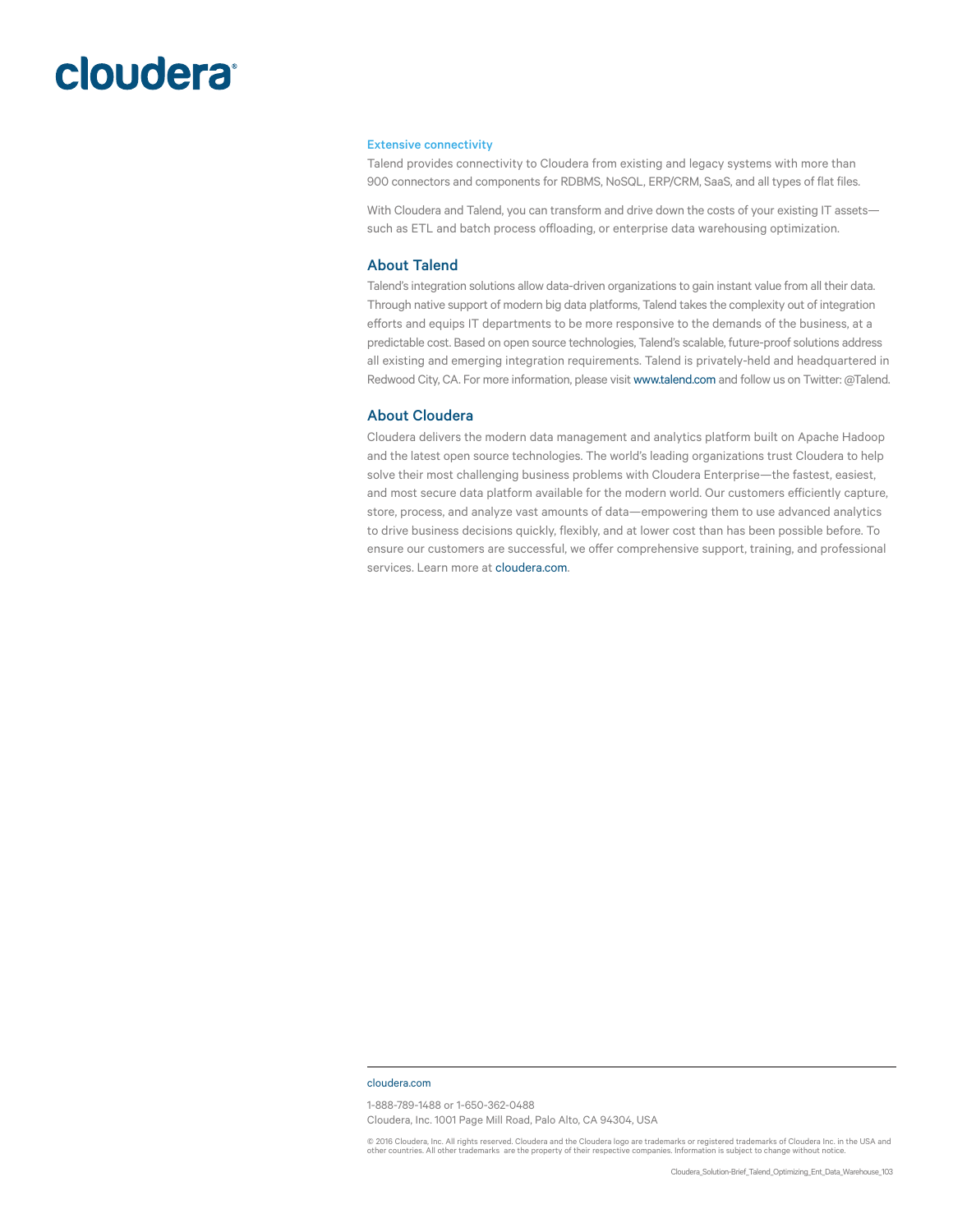### Extensive connectivity

Talend provides connectivity to Cloudera from existing and legacy systems with more than 900 connectors and components for RDBMS, NoSQL, ERP/CRM, SaaS, and all types of flat files.

With Cloudera and Talend, you can transform and drive down the costs of your existing IT assets—such as ETL and batch process offloading, or enterprise data warehousing optimization.

## About Talend

Talend's integration solutions allow data-driven organizations to gain instant value from all their data. Through native support of modern big data platforms, Talend takes the complexity out of integration efforts and equips IT departments to be more responsive to the demands of the business, at a predictable cost. Based on open source technologies, Talend's scalable, future-proof solutions address all existing and emerging integration requirements. Talend is privately-held and headquartered in Redwood City, CA. For more information, please visit www.talend.com and follow us on Twitter: @Talend.

## About Cloudera

Cloudera delivers the modern data management and analytics platform built on Apache Hadoop and the latest open source technologies. The world's leading organizations trust Cloudera to help solve their most challenging business problems with Cloudera Enterprise—the fastest, easiest, and most secure data platform available for the modern world. Our customers efficiently capture, store, process, and analyze vast amounts of data—empowering them to use advanced analytics to drive business decisions quickly, flexibly, and at lower cost than has been possible before. To ensure our customers are successful, we offer comprehensive support, training, and professional services. Learn more at cloudera.com.

cloudera.com

1-888-789-1488 or 1-650-362-0488
Cloudera, Inc. 1001 Page Mill Road, Palo Alto, CA 94304, USA

© 2016 Cloudera, Inc. All rights reserved. Cloudera and the Cloudera logo are trademarks or registered trademarks of Cloudera Inc. in the USA and other countries. All other trademarks are the property of their respective companies. Information is subject to change without notice.

Cloudera_Solution-Brief_Talend_Optimizing_Ent_Data_Warehouse_103